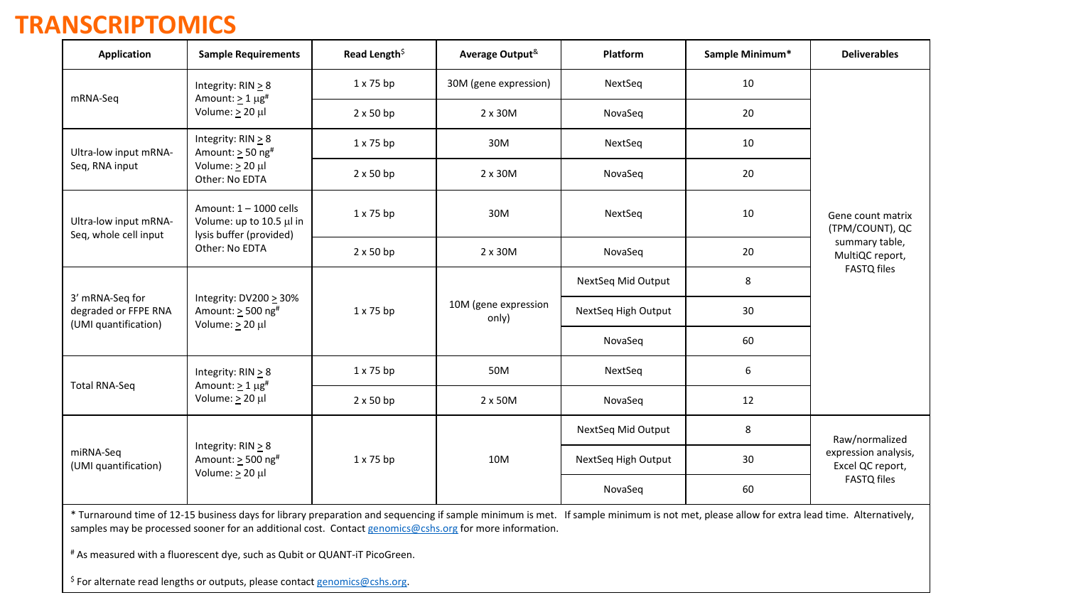# TRANSCRIPTOMICS

| Application | Sample Requirements | Read Length[$] | Average Output[&] | Platform | Sample Minimum* | Deliverables |
| --- | --- | --- | --- | --- | --- | --- |
| mRNA-Seq | Integrity: RIN ≥ 8<br>Amount: ≥ 1 µg[#]<br>Volume: ≥ 20 µl | 1 x 75 bp | 30M (gene expression) | NextSeq | 10 | Gene count matrix (TPM/COUNT), QC summary table, MultiQC report, FASTQ files |
| | | 2 x 50 bp | 2 x 30M | NovaSeq | 20 | |
| Ultra-low input mRNA-Seq, RNA input | Integrity: RIN ≥ 8<br>Amount: ≥ 50 ng[#]<br>Volume: ≥ 20 µl<br>Other: No EDTA | 1 x 75 bp | 30M | NextSeq | 10 | |
| | | 2 x 50 bp | 2 x 30M | NovaSeq | 20 | |
| Ultra-low input mRNA-Seq, whole cell input | Amount: 1 – 1000 cells<br>Volume: up to 10.5 µl in lysis buffer (provided)<br>Other: No EDTA | 1 x 75 bp | 30M | NextSeq | 10 | |
| | | 2 x 50 bp | 2 x 30M | NovaSeq | 20 | |
| 3' mRNA-Seq for degraded or FFPE RNA (UMI quantification) | Integrity: DV200 ≥ 30%<br>Amount: ≥ 500 ng[#]<br>Volume: ≥ 20 µl | 1 x 75 bp | 10M (gene expression only) | NextSeq Mid Output | 8 | |
| | | | | NextSeq High Output | 30 | |
| | | | | NovaSeq | 60 | |
| Total RNA-Seq | Integrity: RIN ≥ 8<br>Amount: ≥ 1 µg[#]<br>Volume: ≥ 20 µl | 1 x 75 bp | 50M | NextSeq | 6 | |
| | | 2 x 50 bp | 2 x 50M | NovaSeq | 12 | |
| miRNA-Seq (UMI quantification) | Integrity: RIN ≥ 8<br>Amount: ≥ 500 ng[#]<br>Volume: ≥ 20 µl | 1 x 75 bp | 10M | NextSeq Mid Output | 8 | Raw/normalized expression analysis, Excel QC report, FASTQ files |
| | | | | NextSeq High Output | 30 | |
| | | | | NovaSeq | 60 | |

\* Turnaround time of 12-15 business days for library preparation and sequencing if sample minimum is met. If sample minimum is not met, please allow for extra lead time. Alternatively, samples may be processed sooner for an additional cost. Contact genomics@cshs.org for more information.

[#] As measured with a fluorescent dye, such as Qubit or QUANT-iT PicoGreen.

[$] For alternate read lengths or outputs, please contact genomics@cshs.org.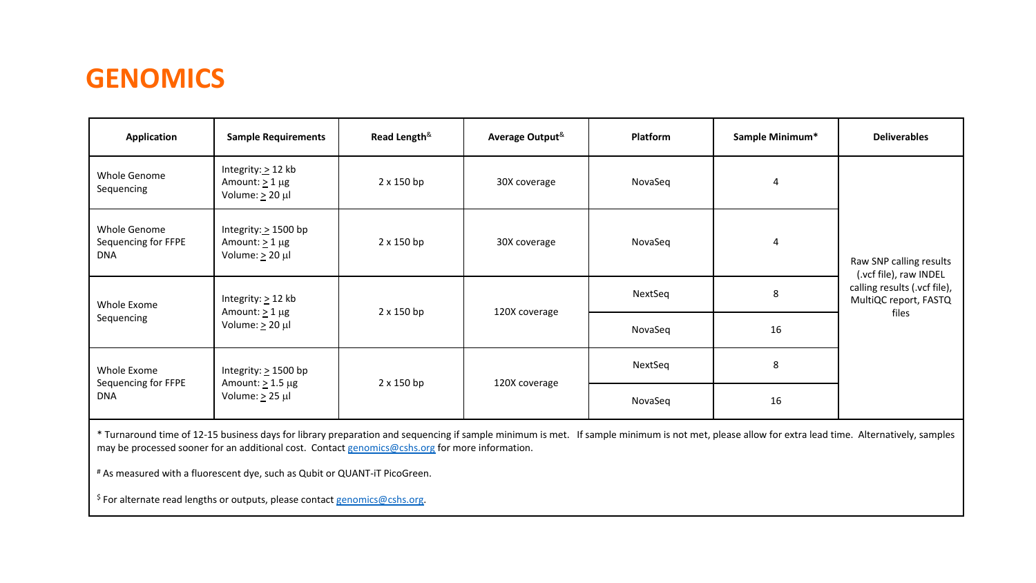# GENOMICS

| Application | Sample Requirements | Read Length& | Average Output& | Platform | Sample Minimum* | Deliverables |
|---|---|---|---|---|---|---|
| Whole Genome Sequencing | Integrity: ≥ 12 kb<br>Amount: ≥ 1 μg<br>Volume: ≥ 20 μl | 2 x 150 bp | 30X coverage | NovaSeq | 4 | Raw SNP calling results (.vcf file), raw INDEL calling results (.vcf file), MultiQC report, FASTQ files |
| Whole Genome Sequencing for FFPE DNA | Integrity: ≥ 1500 bp<br>Amount: ≥ 1 μg<br>Volume: ≥ 20 μl | 2 x 150 bp | 30X coverage | NovaSeq | 4 | |
| Whole Exome Sequencing | Integrity: ≥ 12 kb<br>Amount: ≥ 1 μg<br>Volume: ≥ 20 μl | 2 x 150 bp | 120X coverage | NextSeq | 8 | |
| | | | | NovaSeq | 16 | |
| Whole Exome Sequencing for FFPE DNA | Integrity: ≥ 1500 bp<br>Amount: ≥ 1.5 μg<br>Volume: ≥ 25 μl | 2 x 150 bp | 120X coverage | NextSeq | 8 | |
| | | | | NovaSeq | 16 | |

* Turnaround time of 12-15 business days for library preparation and sequencing if sample minimum is met. If sample minimum is not met, please allow for extra lead time. Alternatively, samples may be processed sooner for an additional cost. Contact genomics@cshs.org for more information.

# As measured with a fluorescent dye, such as Qubit or QUANT-iT PicoGreen.

$ For alternate read lengths or outputs, please contact genomics@cshs.org.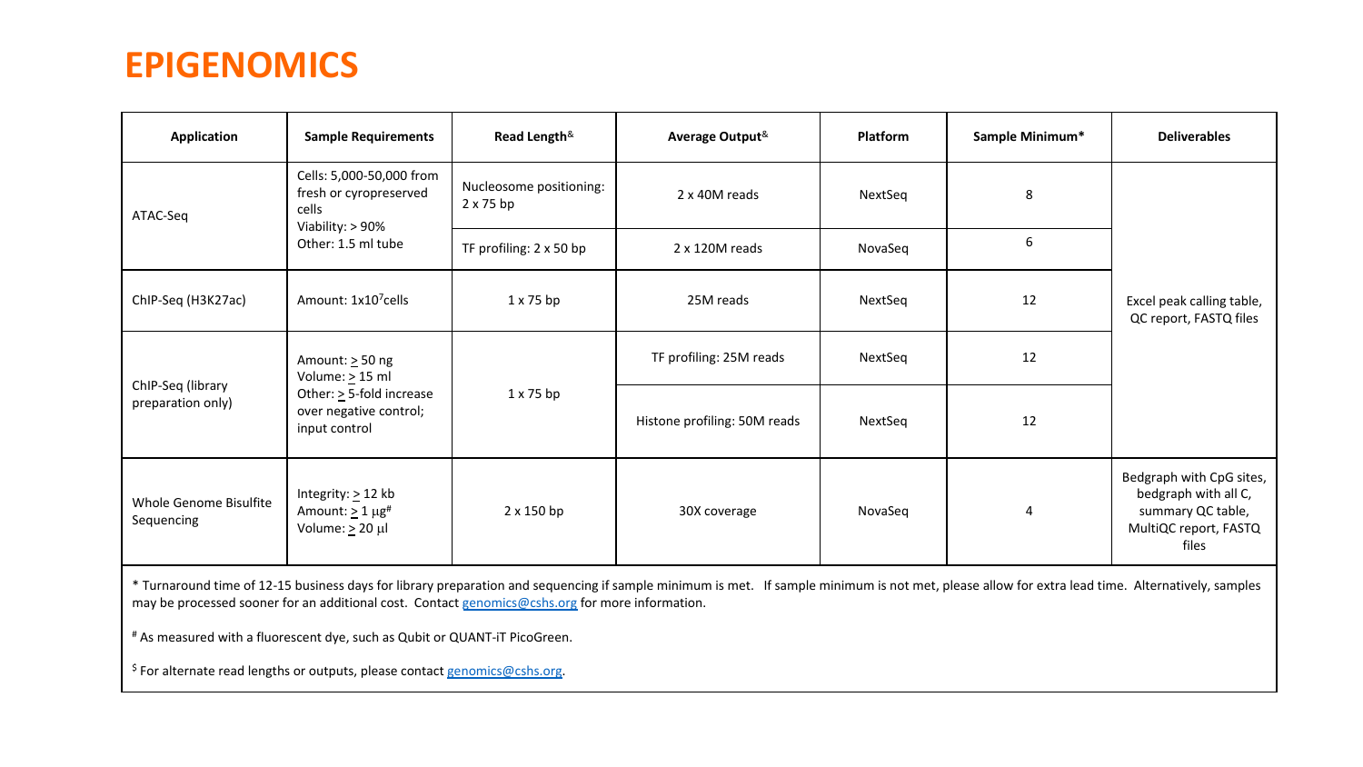# EPIGENOMICS

| Application | Sample Requirements | Read Length& | Average Output& | Platform | Sample Minimum* | Deliverables |
|---|---|---|---|---|---|---|
| ATAC-Seq | Cells: 5,000-50,000 from fresh or cyropreserved cells<br>Viability: > 90%<br>Other: 1.5 ml tube | Nucleosome positioning: 2 x 75 bp | 2 x 40M reads | NextSeq | 8 | Excel peak calling table, QC report, FASTQ files |
| | | TF profiling: 2 x 50 bp | 2 x 120M reads | NovaSeq | 6 | |
| ChIP-Seq (H3K27ac) | Amount: $1x10^7$cells | 1 x 75 bp | 25M reads | NextSeq | 12 | |
| ChIP-Seq (library preparation only) | Amount: ≥ 50 ng<br>Volume: ≥ 15 ml<br>Other: ≥ 5-fold increase over negative control; input control | 1 x 75 bp | TF profiling: 25M reads | NextSeq | 12 | |
| | | | Histone profiling: 50M reads | NextSeq | 12 | |
| Whole Genome Bisulfite Sequencing | Integrity: ≥ 12 kb<br>Amount: ≥ 1 μg#<br>Volume: ≥ 20 μl | 2 x 150 bp | 30X coverage | NovaSeq | 4 | Bedgraph with CpG sites, bedgraph with all C, summary QC table, MultiQC report, FASTQ files |

\* Turnaround time of 12-15 business days for library preparation and sequencing if sample minimum is met. If sample minimum is not met, please allow for extra lead time. Alternatively, samples may be processed sooner for an additional cost. Contact genomics@cshs.org for more information.

[#] As measured with a fluorescent dye, such as Qubit or QUANT-iT PicoGreen.

[$] For alternate read lengths or outputs, please contact genomics@cshs.org.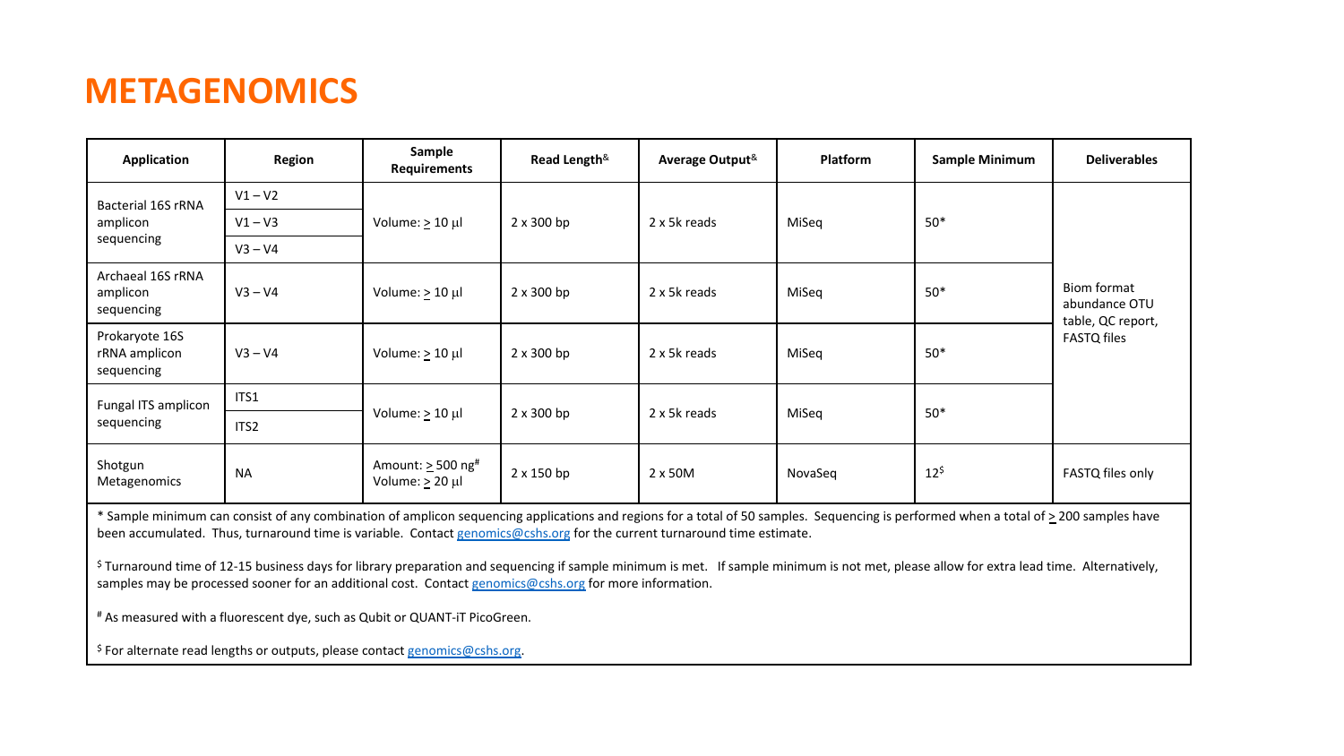# METAGENOMICS

| Application | Region | Sample Requirements | Read Length[&] | Average Output[&] | Platform | Sample Minimum | Deliverables |
|---|---|---|---|---|---|---|---|
| Bacterial 16S rRNA amplicon sequencing | V1 – V2 | Volume: > 10 µl | 2 x 300 bp | 2 x 5k reads | MiSeq | 50* | Biom format abundance OTU table, QC report, FASTQ files |
| | V1 – V3 | | | | | | |
| | V3 – V4 | | | | | | |
| Archaeal 16S rRNA amplicon sequencing | V3 – V4 | Volume: > 10 µl | 2 x 300 bp | 2 x 5k reads | MiSeq | 50* | |
| Prokaryote 16S rRNA amplicon sequencing | V3 – V4 | Volume: > 10 µl | 2 x 300 bp | 2 x 5k reads | MiSeq | 50* | |
| Fungal ITS amplicon sequencing | ITS1 | Volume: > 10 µl | 2 x 300 bp | 2 x 5k reads | MiSeq | 50* | |
| | ITS2 | | | | | | |
| Shotgun Metagenomics | NA | Amount: > 500 ng[#] Volume: > 20 µl | 2 x 150 bp | 2 x 50M | NovaSeq | 12[$] | FASTQ files only |

* Sample minimum can consist of any combination of amplicon sequencing applications and regions for a total of 50 samples. Sequencing is performed when a total of > 200 samples have been accumulated. Thus, turnaround time is variable. Contact genomics@cshs.org for the current turnaround time estimate.

[$] Turnaround time of 12-15 business days for library preparation and sequencing if sample minimum is met. If sample minimum is not met, please allow for extra lead time. Alternatively, samples may be processed sooner for an additional cost. Contact genomics@cshs.org for more information.

[#] As measured with a fluorescent dye, such as Qubit or QUANT-iT PicoGreen.

[$] For alternate read lengths or outputs, please contact genomics@cshs.org.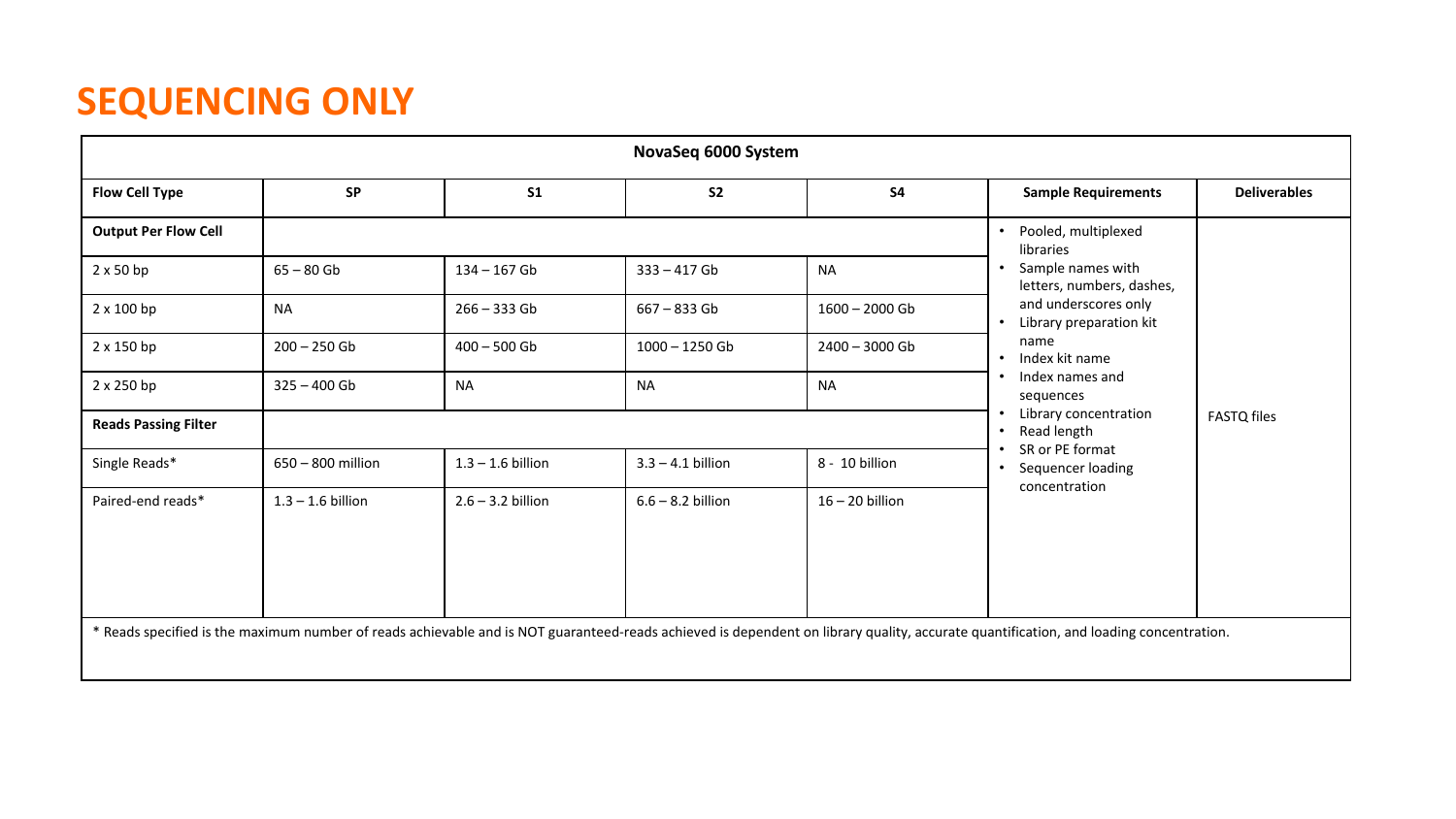# SEQUENCING ONLY

| NovaSeq 6000 System | | | | | | |
|---|---|---|---|---|---|---|
| **Flow Cell Type** | **SP** | **S1** | **S2** | **S4** | **Sample Requirements** | **Deliverables** |
| **Output Per Flow Cell** | | | | | • Pooled, multiplexed libraries<br>• Sample names with letters, numbers, dashes, and underscores only<br>• Library preparation kit name<br>• Index kit name<br>• Index names and sequences<br>• Library concentration<br>• Read length<br>• SR or PE format<br>• Sequencer loading concentration | FASTQ files |
| 2 x 50 bp | 65 – 80 Gb | 134 – 167 Gb | 333 – 417 Gb | NA | | |
| 2 x 100 bp | NA | 266 – 333 Gb | 667 – 833 Gb | 1600 – 2000 Gb | | |
| 2 x 150 bp | 200 – 250 Gb | 400 – 500 Gb | 1000 – 1250 Gb | 2400 – 3000 Gb | | |
| 2 x 250 bp | 325 – 400 Gb | NA | NA | NA | | |
| **Reads Passing Filter** | | | | | | |
| Single Reads* | 650 – 800 million | 1.3 – 1.6 billion | 3.3 – 4.1 billion | 8 - 10 billion | | |
| Paired-end reads* | 1.3 – 1.6 billion | 2.6 – 3.2 billion | 6.6 – 8.2 billion | 16 – 20 billion | | |

* Reads specified is the maximum number of reads achievable and is NOT guaranteed-reads achieved is dependent on library quality, accurate quantification, and loading concentration.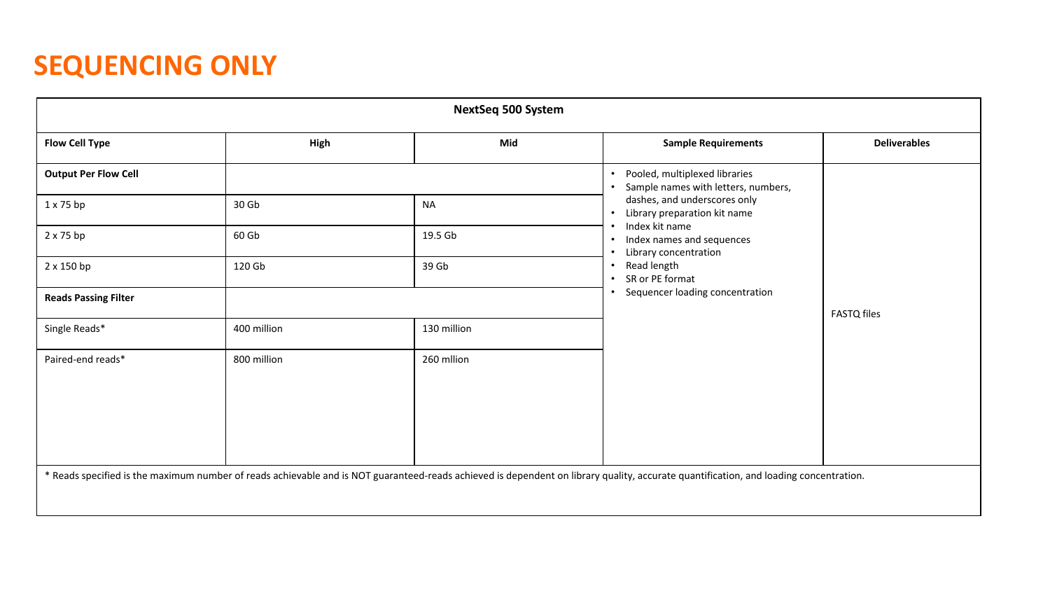# SEQUENCING ONLY

| NextSeq 500 System | | | | |
|---|---|---|---|---|
| **Flow Cell Type** | **High** | **Mid** | **Sample Requirements** | **Deliverables** |
| **Output Per Flow Cell** | | | • Pooled, multiplexed libraries<br>• Sample names with letters, numbers, dashes, and underscores only<br>• Library preparation kit name<br>• Index kit name<br>• Index names and sequences<br>• Library concentration<br>• Read length<br>• SR or PE format<br>• Sequencer loading concentration | FASTQ files |
| 1 x 75 bp | 30 Gb | NA | | |
| 2 x 75 bp | 60 Gb | 19.5 Gb | | |
| 2 x 150 bp | 120 Gb | 39 Gb | | |
| **Reads Passing Filter** | | | | |
| Single Reads* | 400 million | 130 million | | |
| Paired-end reads* | 800 million | 260 mllion | | |

* Reads specified is the maximum number of reads achievable and is NOT guaranteed-reads achieved is dependent on library quality, accurate quantification, and loading concentration.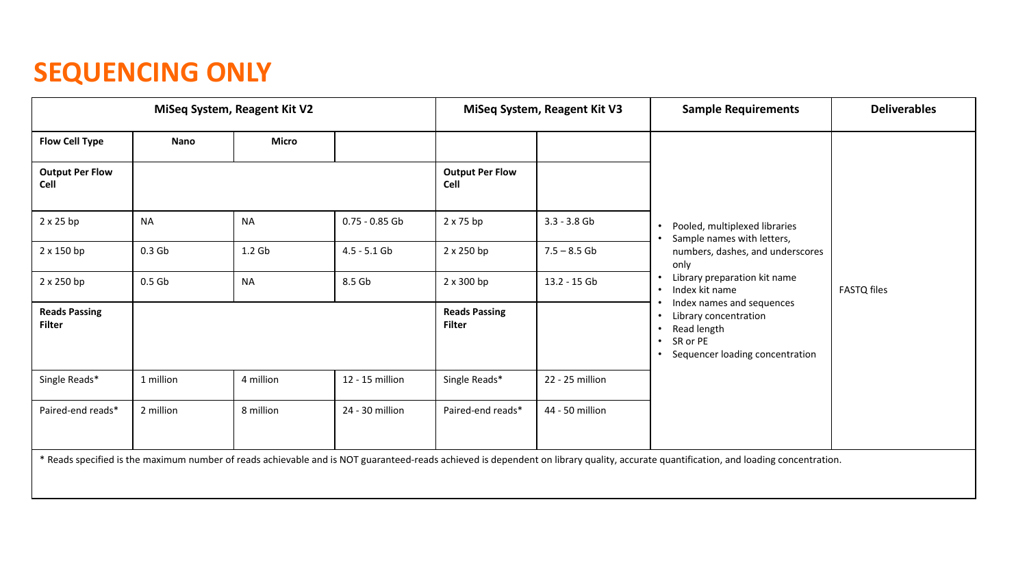# SEQUENCING ONLY

| MiSeq System, Reagent Kit V2 | | | | MiSeq System, Reagent Kit V3 | | Sample Requirements | Deliverables |
| --- | --- | --- | --- | --- | --- | --- | --- |
| **Flow Cell Type** | **Nano** | **Micro** | | | | • Pooled, multiplexed libraries<br>• Sample names with letters, numbers, dashes, and underscores only<br>• Library preparation kit name<br>• Index kit name<br>• Index names and sequences<br>• Library concentration<br>• Read length<br>• SR or PE<br>• Sequencer loading concentration | FASTQ files |
| **Output Per Flow Cell** | | | | **Output Per Flow Cell** | | | |
| 2 x 25 bp | NA | NA | 0.75 - 0.85 Gb | 2 x 75 bp | 3.3 - 3.8 Gb | | |
| 2 x 150 bp | 0.3 Gb | 1.2 Gb | 4.5 - 5.1 Gb | 2 x 250 bp | 7.5 – 8.5 Gb | | |
| 2 x 250 bp | 0.5 Gb | NA | 8.5 Gb | 2 x 300 bp | 13.2 - 15 Gb | | |
| **Reads Passing Filter** | | | | **Reads Passing Filter** | | | |
| Single Reads* | 1 million | 4 million | 12 - 15 million | Single Reads* | 22 - 25 million | | |
| Paired-end reads* | 2 million | 8 million | 24 - 30 million | Paired-end reads* | 44 - 50 million | | |

* Reads specified is the maximum number of reads achievable and is NOT guaranteed-reads achieved is dependent on library quality, accurate quantification, and loading concentration.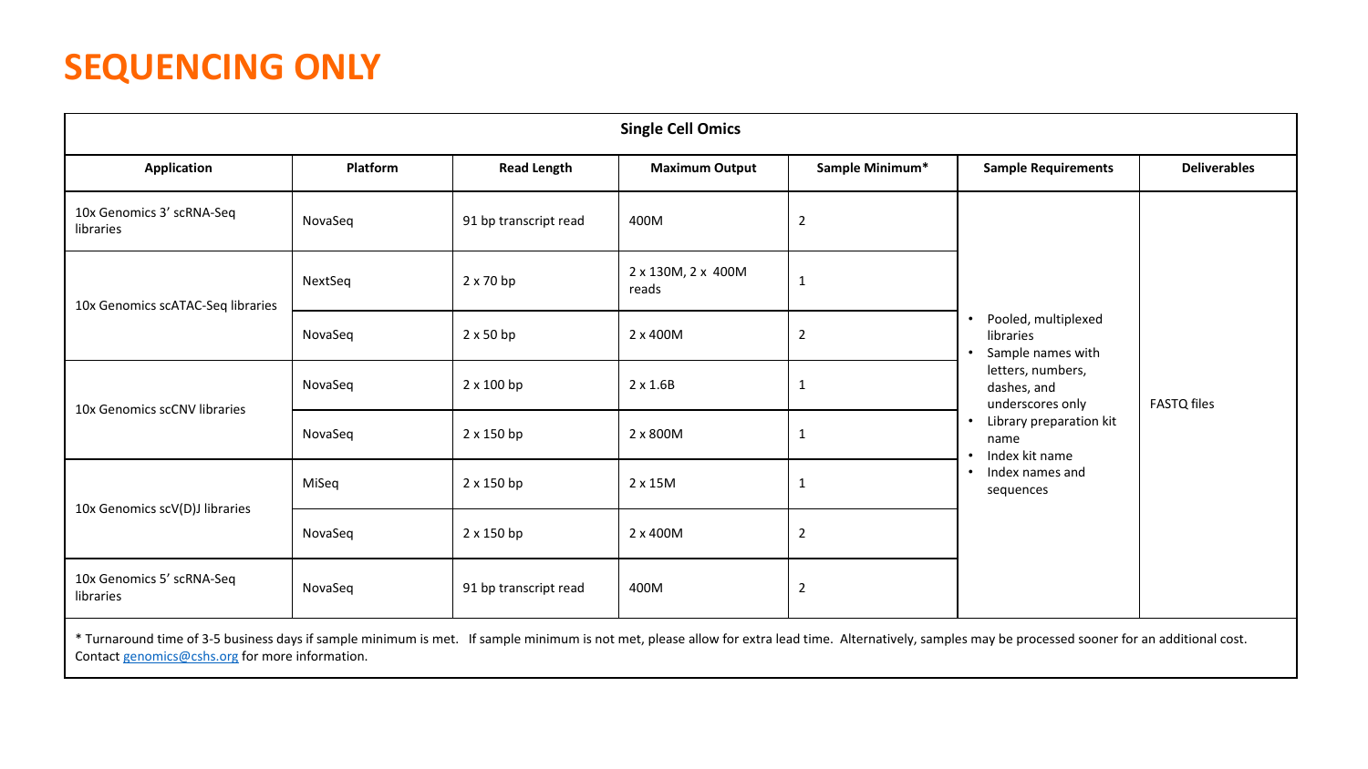# SEQUENCING ONLY

| Single Cell Omics | | | | | | |
|---|---|---|---|---|---|---|
| **Application** | **Platform** | **Read Length** | **Maximum Output** | **Sample Minimum*** | **Sample Requirements** | **Deliverables** |
| 10x Genomics 3' scRNA-Seq libraries | NovaSeq | 91 bp transcript read | 400M | 2 | • Pooled, multiplexed libraries<br>• Sample names with letters, numbers, dashes, and underscores only<br>• Library preparation kit name<br>• Index kit name<br>• Index names and sequences | FASTQ files |
| 10x Genomics scATAC-Seq libraries | NextSeq | 2 x 70 bp | 2 x 130M, 2 x 400M reads | 1 | | |
| | NovaSeq | 2 x 50 bp | 2 x 400M | 2 | | |
| 10x Genomics scCNV libraries | NovaSeq | 2 x 100 bp | 2 x 1.6B | 1 | | |
| | NovaSeq | 2 x 150 bp | 2 x 800M | 1 | | |
| 10x Genomics scV(D)J libraries | MiSeq | 2 x 150 bp | 2 x 15M | 1 | | |
| | NovaSeq | 2 x 150 bp | 2 x 400M | 2 | | |
| 10x Genomics 5' scRNA-Seq libraries | NovaSeq | 91 bp transcript read | 400M | 2 | | |

* Turnaround time of 3-5 business days if sample minimum is met. If sample minimum is not met, please allow for extra lead time. Alternatively, samples may be processed sooner for an additional cost. Contact genomics@cshs.org for more information.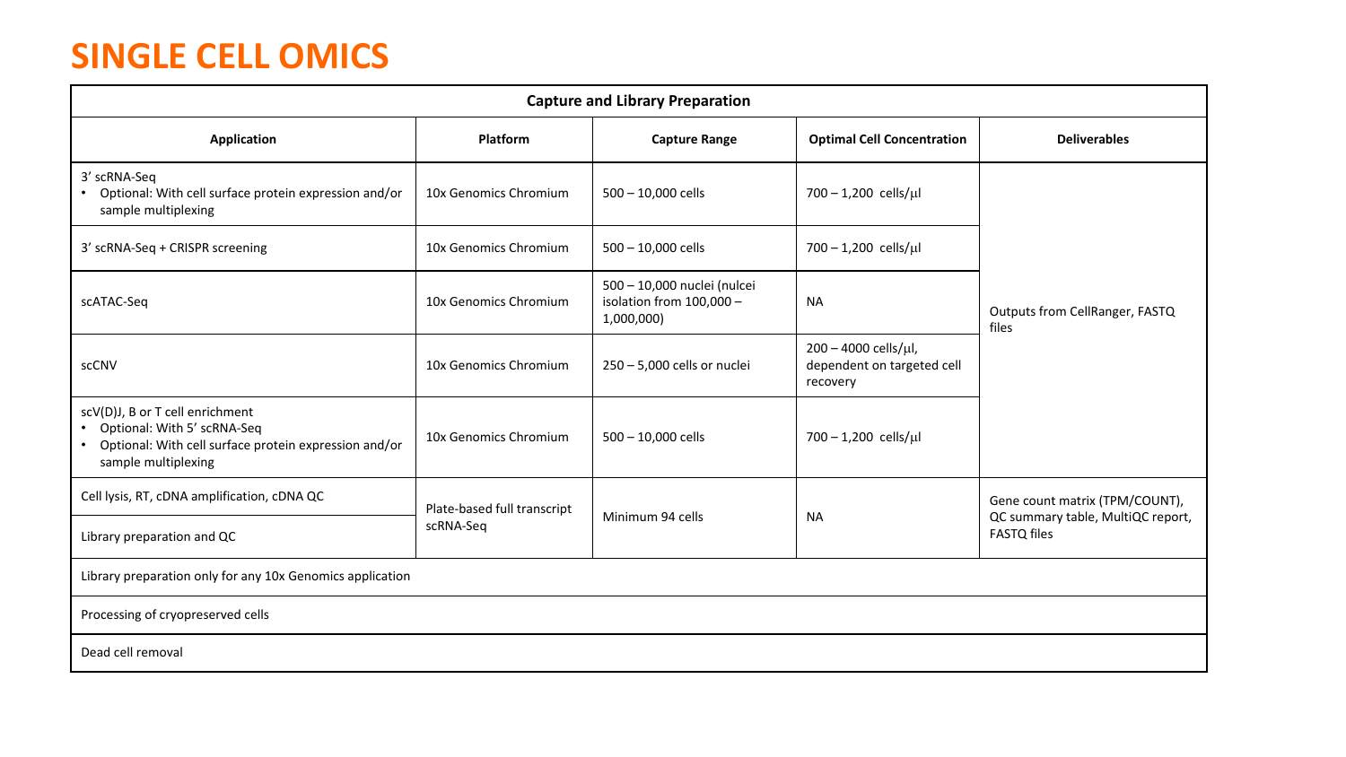# SINGLE CELL OMICS

| Capture and Library Preparation | | | | |
|---|---|---|---|---|
| **Application** | **Platform** | **Capture Range** | **Optimal Cell Concentration** | **Deliverables** |
| 3' scRNA-Seq<br>• Optional: With cell surface protein expression and/or sample multiplexing | 10x Genomics Chromium | 500 – 10,000 cells | 700 – 1,200 cells/μl | Outputs from CellRanger, FASTQ files |
| 3' scRNA-Seq + CRISPR screening | 10x Genomics Chromium | 500 – 10,000 cells | 700 – 1,200 cells/μl | |
| scATAC-Seq | 10x Genomics Chromium | 500 – 10,000 nuclei (nulcei isolation from 100,000 – 1,000,000) | NA | |
| scCNV | 10x Genomics Chromium | 250 – 5,000 cells or nuclei | 200 – 4000 cells/μl, dependent on targeted cell recovery | |
| scV(D)J, B or T cell enrichment<br>• Optional: With 5' scRNA-Seq<br>• Optional: With cell surface protein expression and/or sample multiplexing | 10x Genomics Chromium | 500 – 10,000 cells | 700 – 1,200 cells/μl | |
| Cell lysis, RT, cDNA amplification, cDNA QC | Plate-based full transcript scRNA-Seq | Minimum 94 cells | NA | Gene count matrix (TPM/COUNT), QC summary table, MultiQC report, FASTQ files |
| Library preparation and QC | | | | |
| Library preparation only for any 10x Genomics application | | | | |
| Processing of cryopreserved cells | | | | |
| Dead cell removal | | | | |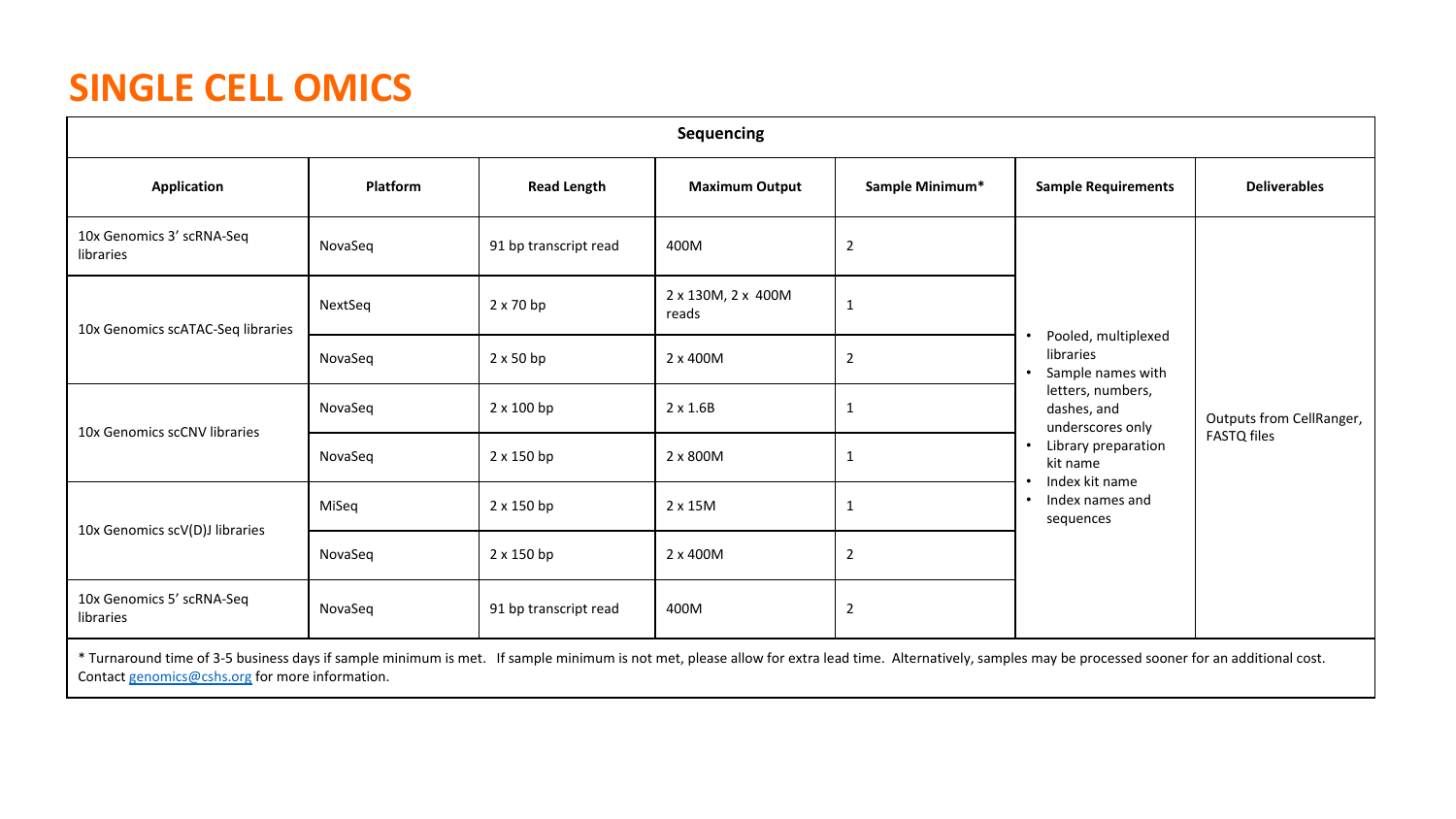# SINGLE CELL OMICS

| Sequencing | | | | | | |
|---|---|---|---|---|---|---|
| **Application** | **Platform** | **Read Length** | **Maximum Output** | **Sample Minimum*** | **Sample Requirements** | **Deliverables** |
| 10x Genomics 3' scRNA-Seq libraries | NovaSeq | 91 bp transcript read | 400M | 2 | • Pooled, multiplexed libraries<br>• Sample names with letters, numbers, dashes, and underscores only<br>• Library preparation kit name<br>• Index kit name<br>• Index names and sequences | Outputs from CellRanger, FASTQ files |
| 10x Genomics scATAC-Seq libraries | NextSeq | 2 x 70 bp | 2 x 130M, 2 x 400M reads | 1 | | |
| | NovaSeq | 2 x 50 bp | 2 x 400M | 2 | | |
| 10x Genomics scCNV libraries | NovaSeq | 2 x 100 bp | 2 x 1.6B | 1 | | |
| | NovaSeq | 2 x 150 bp | 2 x 800M | 1 | | |
| 10x Genomics scV(D)J libraries | MiSeq | 2 x 150 bp | 2 x 15M | 1 | | |
| | NovaSeq | 2 x 150 bp | 2 x 400M | 2 | | |
| 10x Genomics 5' scRNA-Seq libraries | NovaSeq | 91 bp transcript read | 400M | 2 | | |

* Turnaround time of 3-5 business days if sample minimum is met. If sample minimum is not met, please allow for extra lead time. Alternatively, samples may be processed sooner for an additional cost. Contact genomics@cshs.org for more information.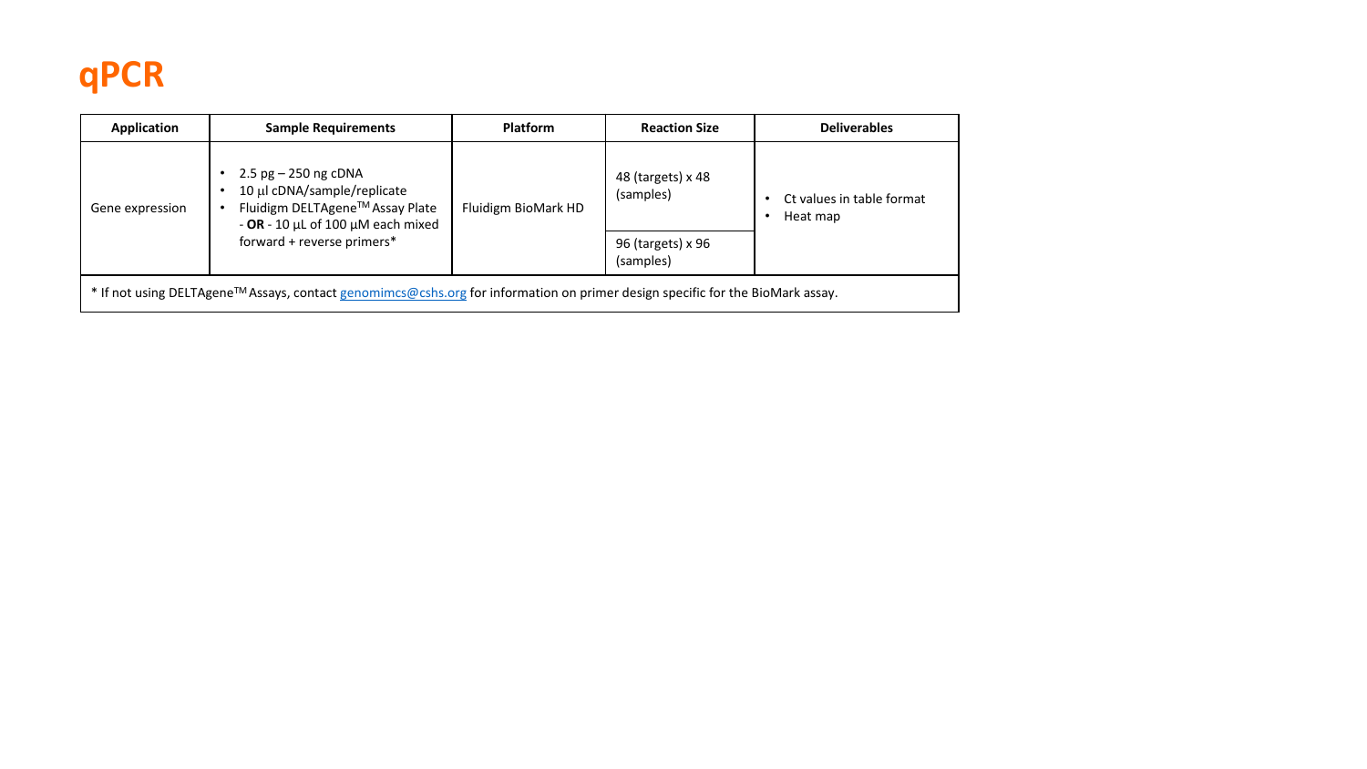# qPCR

| Application | Sample Requirements | Platform | Reaction Size | Deliverables |
| --- | --- | --- | --- | --- |
| Gene expression | • 2.5 pg – 250 ng cDNA<br>• 10 μl cDNA/sample/replicate<br>• Fluidigm DELTAgene[TM] Assay Plate - **OR** - 10 μL of 100 μM each mixed forward + reverse primers* | Fluidigm BioMark HD | 48 (targets) x 48 (samples) | • Ct values in table format<br>• Heat map |
| | | | 96 (targets) x 96 (samples) | |

\* If not using DELTAgene[TM] Assays, contact genomimcs@cshs.org for information on primer design specific for the BioMark assay.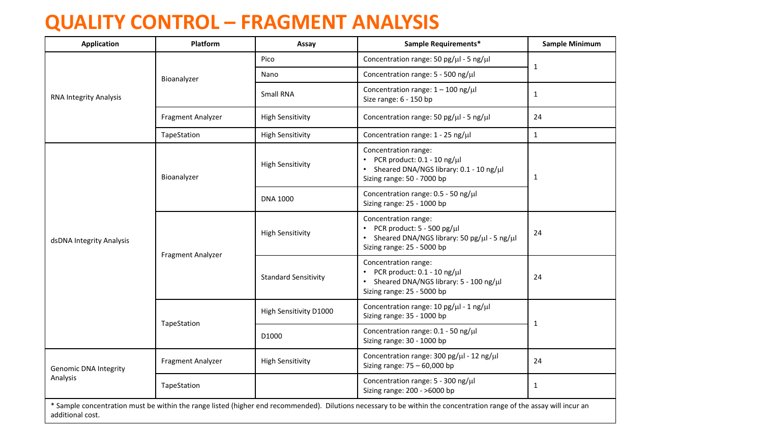# QUALITY CONTROL – FRAGMENT ANALYSIS

| Application | Platform | Assay | Sample Requirements* | Sample Minimum |
|---|---|---|---|---|
| RNA Integrity Analysis | Bioanalyzer | Pico | Concentration range: 50 pg/µl - 5 ng/µl | 1 |
| | | Nano | Concentration range: 5 - 500 ng/µl | |
| | | Small RNA | Concentration range: 1 – 100 ng/µl<br>Size range: 6 - 150 bp | 1 |
| | Fragment Analyzer | High Sensitivity | Concentration range: 50 pg/µl - 5 ng/µl | 24 |
| | TapeStation | High Sensitivity | Concentration range: 1 - 25 ng/µl | 1 |
| dsDNA Integrity Analysis | Bioanalyzer | High Sensitivity | Concentration range:<br>• PCR product: 0.1 - 10 ng/µl<br>• Sheared DNA/NGS library: 0.1 - 10 ng/µl<br>Sizing range: 50 - 7000 bp | 1 |
| | | DNA 1000 | Concentration range: 0.5 - 50 ng/µl<br>Sizing range: 25 - 1000 bp | |
| | Fragment Analyzer | High Sensitivity | Concentration range:<br>• PCR product: 5 - 500 pg/µl<br>• Sheared DNA/NGS library: 50 pg/µl - 5 ng/µl<br>Sizing range: 25 - 5000 bp | 24 |
| | | Standard Sensitivity | Concentration range:<br>• PCR product: 0.1 - 10 ng/µl<br>• Sheared DNA/NGS library: 5 - 100 ng/µl<br>Sizing range: 25 - 5000 bp | 24 |
| | TapeStation | High Sensitivity D1000 | Concentration range: 10 pg/µl - 1 ng/µl<br>Sizing range: 35 - 1000 bp | 1 |
| | | D1000 | Concentration range: 0.1 - 50 ng/µl<br>Sizing range: 30 - 1000 bp | |
| Genomic DNA Integrity Analysis | Fragment Analyzer | High Sensitivity | Concentration range: 300 pg/µl - 12 ng/µl<br>Sizing range: 75 – 60,000 bp | 24 |
| | TapeStation | | Concentration range: 5 - 300 ng/µl<br>Sizing range: 200 - >6000 bp | 1 |

* Sample concentration must be within the range listed (higher end recommended). Dilutions necessary to be within the concentration range of the assay will incur an additional cost.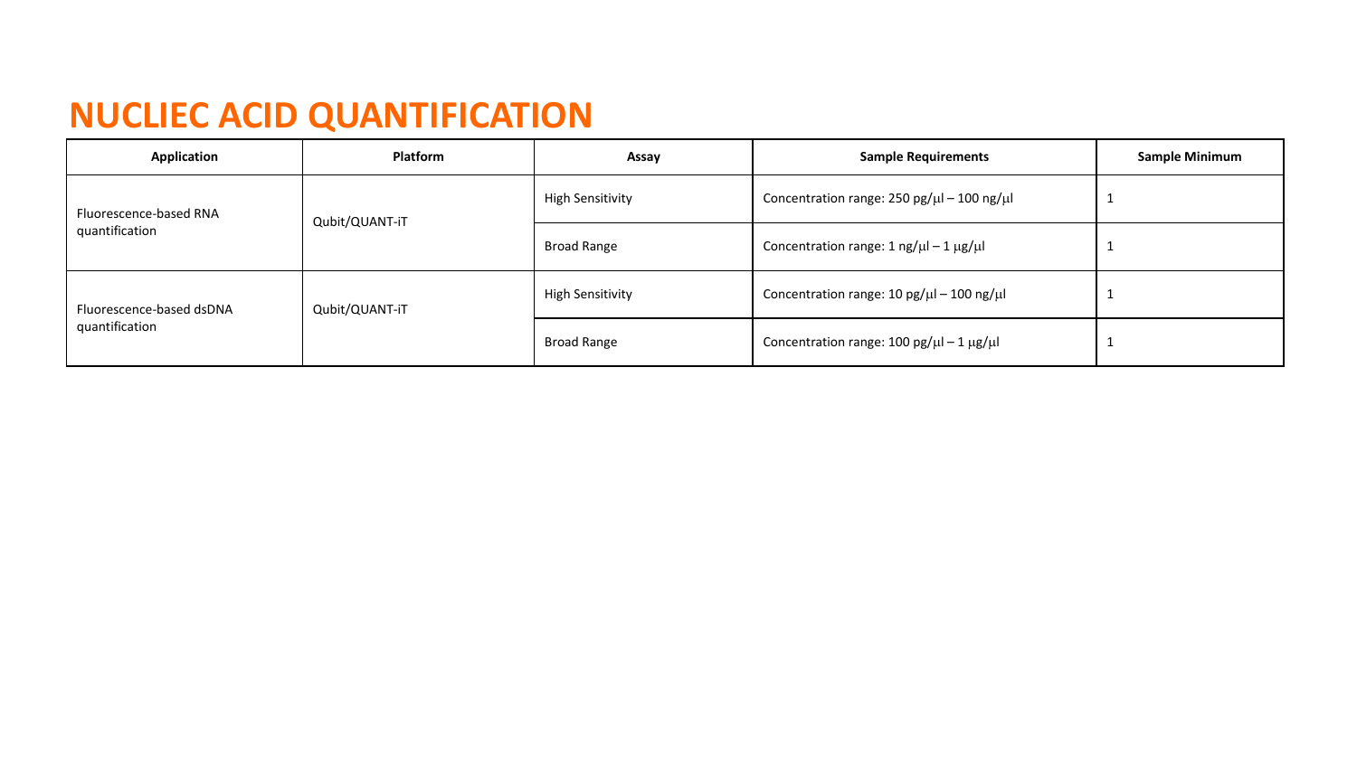# NUCLIEC ACID QUANTIFICATION

| Application | Platform | Assay | Sample Requirements | Sample Minimum |
| --- | --- | --- | --- | --- |
| Fluorescence-based RNA quantification | Qubit/QUANT-iT | High Sensitivity | Concentration range: 250 pg/μl – 100 ng/μl | 1 |
| | | Broad Range | Concentration range: 1 ng/μl – 1 μg/μl | 1 |
| Fluorescence-based dsDNA quantification | Qubit/QUANT-iT | High Sensitivity | Concentration range: 10 pg/μl – 100 ng/μl | 1 |
| | | Broad Range | Concentration range: 100 pg/μl – 1 μg/μl | 1 |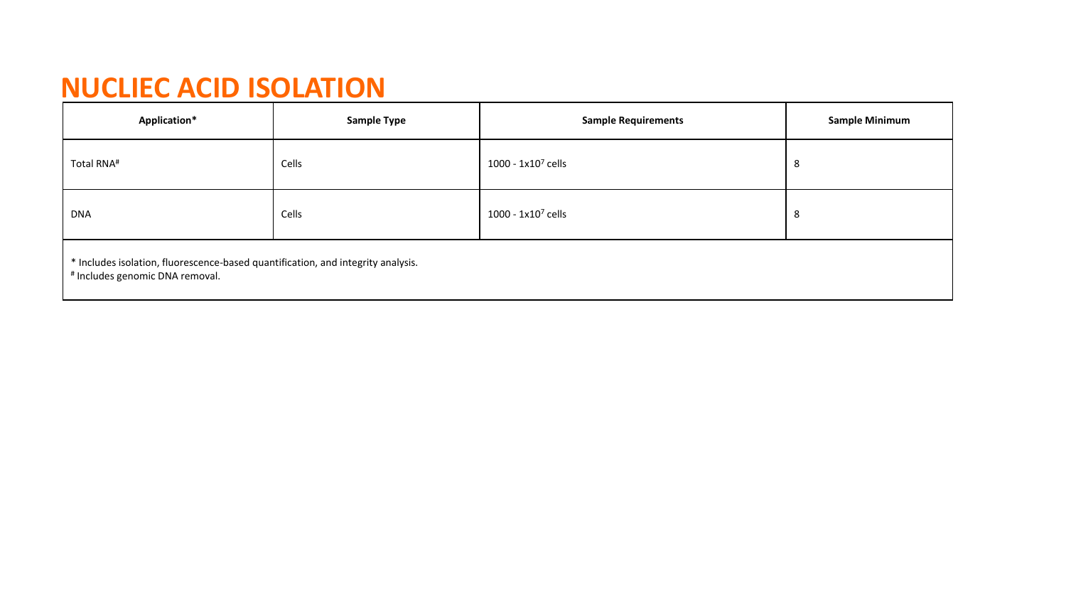# NUCLIEC ACID ISOLATION

| Application* | Sample Type | Sample Requirements | Sample Minimum |
|---|---|---|---|
| Total RNA# | Cells | 1000 - $1x10^7$ cells | 8 |
| DNA | Cells | 1000 - $1x10^7$ cells | 8 |

\* Includes isolation, fluorescence-based quantification, and integrity analysis.
\# Includes genomic DNA removal.